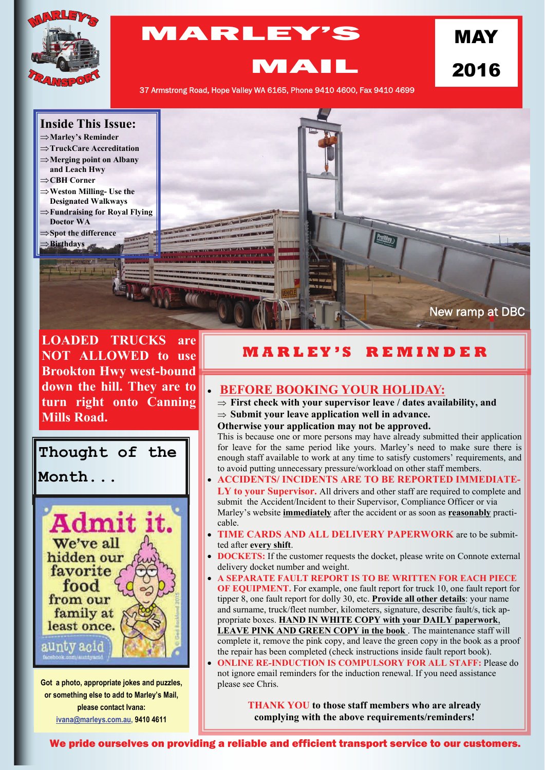# MARLEY'S MAIL

**MAY 2016**

37 Armstrong Road, Hope Valley WA 6165, Phone 9410 4600, Fax 9410 4699

## Inside This Issue:

- ⇒ Marley's Reminder
- ⇒ TruckCare Accreditation
- ⇒ Merging point on Albany and Leach Hwy
- ⇒ CBH Corner
- ⇒ Weston Milling- Use the Designated Walkways
- ⇒ Fundraising for Royal Flying Doctor WA
- ⇒ Spot the difference
- ⇒ Birthdays

New ramp at DBC

**LOADED TRUCKS are NOT ALLOWED to use Brookton Hwy west-bound down the hill. They are to turn right onto Canning Mills Road.**

## Thought of the Month...

Admit it. We've all hidden our favorite food from our family at least once.

aunty acid

Got a photo, appropriate jokes and puzzles, or something else to add to Marley's Mail, please contact Ivana: ivana@marleys.com.au, 9410 4611

## MARLEY'S REMINDER

- **BEFORE BOOKING YOUR HOLIDAY:**
  - ⇒ **First check with your supervisor leave / dates availability, and**
  - ⇒ **Submit your leave application well in advance.**

  **Otherwise your application may not be approved.**
  This is because one or more persons may have already submitted their application for leave for the same period like yours. Marley's need to make sure there is enough staff available to work at any time to satisfy customers' requirements, and to avoid putting unnecessary pressure/workload on other staff members.
- **ACCIDENTS/ INCIDENTS ARE TO BE REPORTED IMMEDIATELY to your Supervisor.** All drivers and other staff are required to complete and submit the Accident/Incident to their Supervisor, Compliance Officer or via Marley's website **immediately** after the accident or as soon as **reasonably** practicable.
- **TIME CARDS AND ALL DELIVERY PAPERWORK** are to be submitted after **every shift**.
- **DOCKETS:** If the customer requests the docket, please write on Connote external delivery docket number and weight.
- **A SEPARATE FAULT REPORT IS TO BE WRITTEN FOR EACH PIECE OF EQUIPMENT.** For example, one fault report for truck 10, one fault report for tipper 8, one fault report for dolly 30, etc. **Provide all other details**: your name and surname, truck/fleet number, kilometers, signature, describe fault/s, tick appropriate boxes. **HAND IN WHITE COPY with your DAILY paperwork**, **LEAVE PINK AND GREEN COPY in the book**. The maintenance staff will complete it, remove the pink copy, and leave the green copy in the book as a proof the repair has been completed (check instructions inside fault report book).
- **ONLINE RE-INDUCTION IS COMPULSORY FOR ALL STAFF:** Please do not ignore email reminders for the induction renewal. If you need assistance please see Chris.

**THANK YOU to those staff members who are already complying with the above requirements/reminders!**

**We pride ourselves on providing a reliable and efficient transport service to our customers.**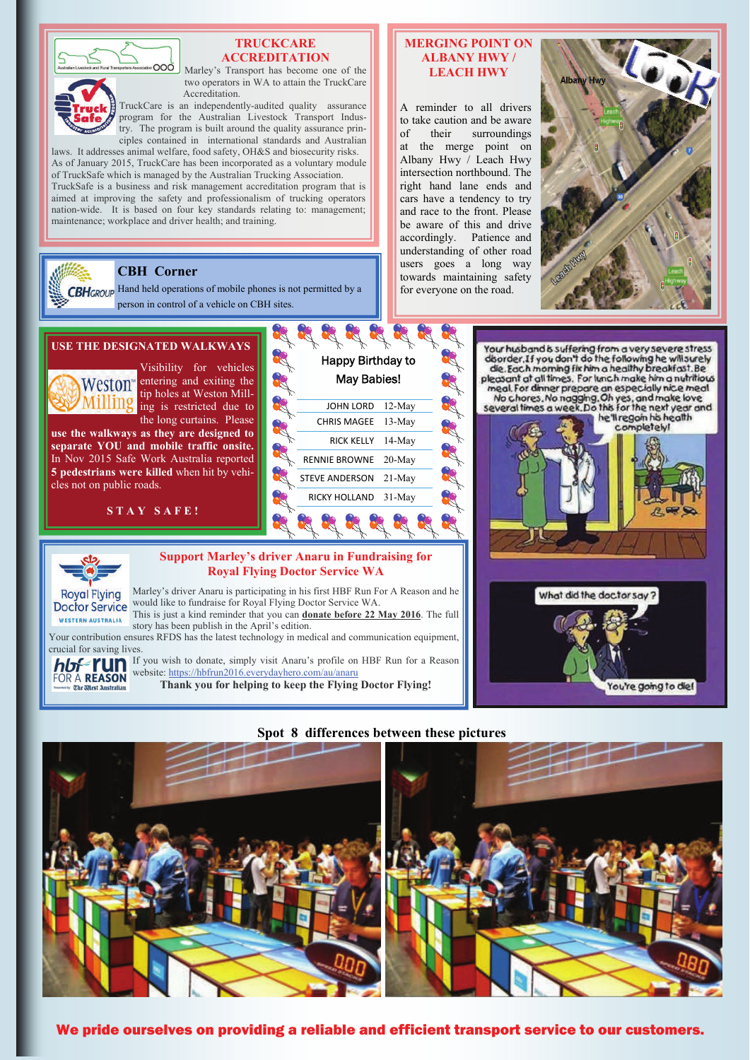## TRUCKCARE ACCREDITATION

Marley's Transport has become one of the two operators in WA to attain the TruckCare Accreditation.

TruckCare is an independently-audited quality assurance program for the Australian Livestock Transport Industry. The program is built around the quality assurance principles contained in international standards and Australian laws. It addresses animal welfare, food safety, OH&S and biosecurity risks. As of January 2015, TruckCare has been incorporated as a voluntary module of TruckSafe which is managed by the Australian Trucking Association.

TruckSafe is a business and risk management accreditation program that is aimed at improving the safety and professionalism of trucking operators nation-wide. It is based on four key standards relating to: management; maintenance; workplace and driver health; and training.

## MERGING POINT ON ALBANY HWY / LEACH HWY

A reminder to all drivers to take caution and be aware of their surroundings at the merge point on Albany Hwy / Leach Hwy intersection northbound. The right hand lane ends and cars have a tendency to try and race to the front. Please be aware of this and drive accordingly. Patience and understanding of other road users goes a long way towards maintaining safety for everyone on the road.

## CBH Corner

Hand held operations of mobile phones is not permitted by a person in control of a vehicle on CBH sites.

## USE THE DESIGNATED WALKWAYS

Visibility for vehicles entering and exiting the tip holes at Weston Milling is restricted due to the long curtains. Please **use the walkways as they are designed to separate YOU and mobile traffic onsite.** In Nov 2015 Safe Work Australia reported **5 pedestrians were killed** when hit by vehicles not on public roads.

**STAY SAFE!**

## Happy Birthday to May Babies!

| | |
|---|---|
| JOHN LORD | 12-May |
| CHRIS MAGEE | 13-May |
| RICK KELLY | 14-May |
| RENNIE BROWNE | 20-May |
| STEVE ANDERSON | 21-May |
| RICKY HOLLAND | 31-May |

## Support Marley's driver Anaru in Fundraising for Royal Flying Doctor Service WA

Marley's driver Anaru is participating in his first HBF Run For A Reason and he would like to fundraise for Royal Flying Doctor Service WA.

This is just a kind reminder that you can **donate before 22 May 2016**. The full story has been publish in the April's edition.

Your contribution ensures RFDS has the latest technology in medical and communication equipment, crucial for saving lives.

If you wish to donate, simply visit Anaru's profile on HBF Run for a Reason website: https://hbfrun2016.everydayhero.com/au/anaru

**Thank you for helping to keep the Flying Doctor Flying!**

## Spot 8 differences between these pictures

**We pride ourselves on providing a reliable and efficient transport service to our customers.**